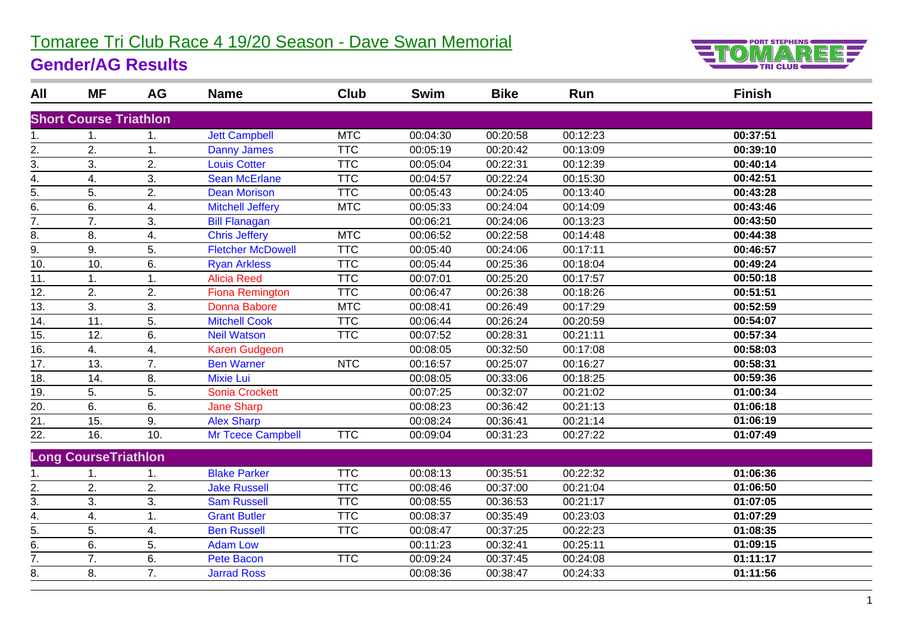# Tomaree Tri Club Race 4 19/20 Season - Dave Swan Memorial

## Gender/AG Results

| All | MF | AG | Name | Club | Swim | Bike | Run | Finish |
|---|---|---|---|---|---|---|---|---|
| **Short Course Triathlon** | | | | | | | | |
| 1. | 1. | 1. | Jett Campbell | MTC | 00:04:30 | 00:20:58 | 00:12:23 | **00:37:51** |
| 2. | 2. | 1. | Danny James | TTC | 00:05:19 | 00:20:42 | 00:13:09 | **00:39:10** |
| 3. | 3. | 2. | Louis Cotter | TTC | 00:05:04 | 00:22:31 | 00:12:39 | **00:40:14** |
| 4. | 4. | 3. | Sean McErlane | TTC | 00:04:57 | 00:22:24 | 00:15:30 | **00:42:51** |
| 5. | 5. | 2. | Dean Morison | TTC | 00:05:43 | 00:24:05 | 00:13:40 | **00:43:28** |
| 6. | 6. | 4. | Mitchell Jeffery | MTC | 00:05:33 | 00:24:04 | 00:14:09 | **00:43:46** |
| 7. | 7. | 3. | Bill Flanagan | | 00:06:21 | 00:24:06 | 00:13:23 | **00:43:50** |
| 8. | 8. | 4. | Chris Jeffery | MTC | 00:06:52 | 00:22:58 | 00:14:48 | **00:44:38** |
| 9. | 9. | 5. | Fletcher McDowell | TTC | 00:05:40 | 00:24:06 | 00:17:11 | **00:46:57** |
| 10. | 10. | 6. | Ryan Arkless | TTC | 00:05:44 | 00:25:36 | 00:18:04 | **00:49:24** |
| 11. | 1. | 1. | Alicia Reed | TTC | 00:07:01 | 00:25:20 | 00:17:57 | **00:50:18** |
| 12. | 2. | 2. | Fiona Remington | TTC | 00:06:47 | 00:26:38 | 00:18:26 | **00:51:51** |
| 13. | 3. | 3. | Donna Babore | MTC | 00:08:41 | 00:26:49 | 00:17:29 | **00:52:59** |
| 14. | 11. | 5. | Mitchell Cook | TTC | 00:06:44 | 00:26:24 | 00:20:59 | **00:54:07** |
| 15. | 12. | 6. | Neil Watson | TTC | 00:07:52 | 00:28:31 | 00:21:11 | **00:57:34** |
| 16. | 4. | 4. | Karen Gudgeon | | 00:08:05 | 00:32:50 | 00:17:08 | **00:58:03** |
| 17. | 13. | 7. | Ben Warner | NTC | 00:16:57 | 00:25:07 | 00:16:27 | **00:58:31** |
| 18. | 14. | 8. | Mixie Lui | | 00:08:05 | 00:33:06 | 00:18:25 | **00:59:36** |
| 19. | 5. | 5. | Sonia Crockett | | 00:07:25 | 00:32:07 | 00:21:02 | **01:00:34** |
| 20. | 6. | 6. | Jane Sharp | | 00:08:23 | 00:36:42 | 00:21:13 | **01:06:18** |
| 21. | 15. | 9. | Alex Sharp | | 00:08:24 | 00:36:41 | 00:21:14 | **01:06:19** |
| 22. | 16. | 10. | Mr Tcece Campbell | TTC | 00:09:04 | 00:31:23 | 00:27:22 | **01:07:49** |
| **Long CourseTriathlon** | | | | | | | | |
| 1. | 1. | 1. | Blake Parker | TTC | 00:08:13 | 00:35:51 | 00:22:32 | **01:06:36** |
| 2. | 2. | 2. | Jake Russell | TTC | 00:08:46 | 00:37:00 | 00:21:04 | **01:06:50** |
| 3. | 3. | 3. | Sam Russell | TTC | 00:08:55 | 00:36:53 | 00:21:17 | **01:07:05** |
| 4. | 4. | 1. | Grant Butler | TTC | 00:08:37 | 00:35:49 | 00:23:03 | **01:07:29** |
| 5. | 5. | 4. | Ben Russell | TTC | 00:08:47 | 00:37:25 | 00:22:23 | **01:08:35** |
| 6. | 6. | 5. | Adam Low | | 00:11:23 | 00:32:41 | 00:25:11 | **01:09:15** |
| 7. | 7. | 6. | Pete Bacon | TTC | 00:09:24 | 00:37:45 | 00:24:08 | **01:11:17** |
| 8. | 8. | 7. | Jarrad Ross | | 00:08:36 | 00:38:47 | 00:24:33 | **01:11:56** |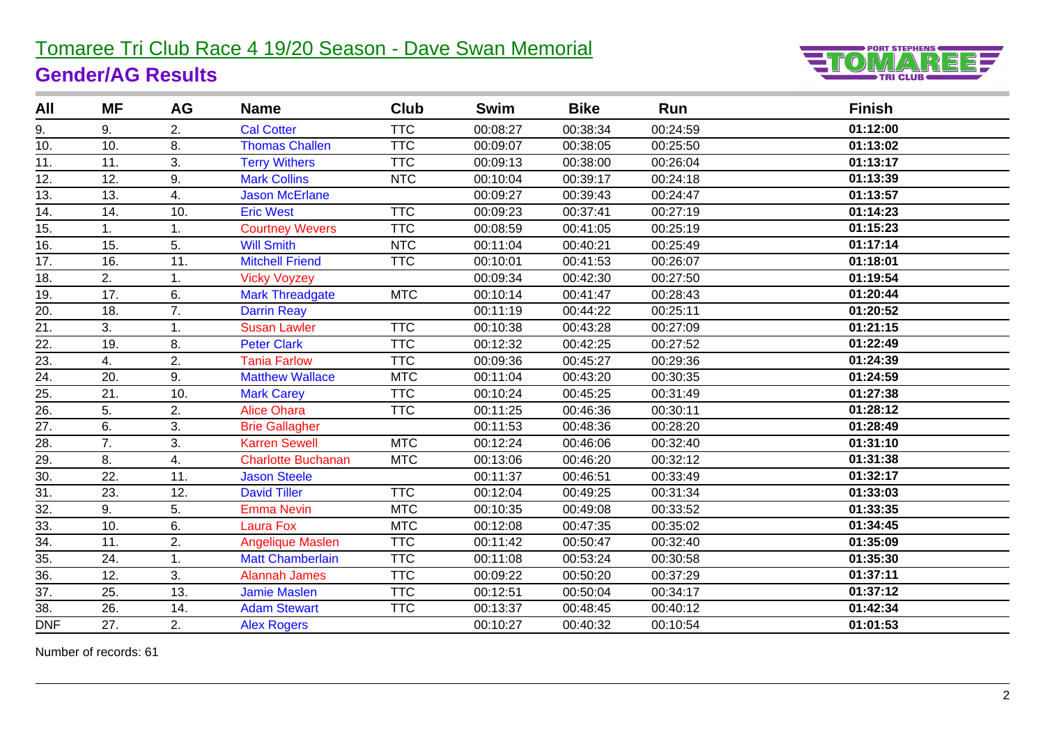# Tomaree Tri Club Race 4 19/20 Season - Dave Swan Memorial

## Gender/AG Results

| All | MF | AG | Name | Club | Swim | Bike | Run | Finish |
|---|---|---|---|---|---|---|---|---|
| 9. | 9. | 2. | Cal Cotter | TTC | 00:08:27 | 00:38:34 | 00:24:59 | **01:12:00** |
| 10. | 10. | 8. | Thomas Challen | TTC | 00:09:07 | 00:38:05 | 00:25:50 | **01:13:02** |
| 11. | 11. | 3. | Terry Withers | TTC | 00:09:13 | 00:38:00 | 00:26:04 | **01:13:17** |
| 12. | 12. | 9. | Mark Collins | NTC | 00:10:04 | 00:39:17 | 00:24:18 | **01:13:39** |
| 13. | 13. | 4. | Jason McErlane | | 00:09:27 | 00:39:43 | 00:24:47 | **01:13:57** |
| 14. | 14. | 10. | Eric West | TTC | 00:09:23 | 00:37:41 | 00:27:19 | **01:14:23** |
| 15. | 1. | 1. | Courtney Wevers | TTC | 00:08:59 | 00:41:05 | 00:25:19 | **01:15:23** |
| 16. | 15. | 5. | Will Smith | NTC | 00:11:04 | 00:40:21 | 00:25:49 | **01:17:14** |
| 17. | 16. | 11. | Mitchell Friend | TTC | 00:10:01 | 00:41:53 | 00:26:07 | **01:18:01** |
| 18. | 2. | 1. | Vicky Voyzey | | 00:09:34 | 00:42:30 | 00:27:50 | **01:19:54** |
| 19. | 17. | 6. | Mark Threadgate | MTC | 00:10:14 | 00:41:47 | 00:28:43 | **01:20:44** |
| 20. | 18. | 7. | Darrin Reay | | 00:11:19 | 00:44:22 | 00:25:11 | **01:20:52** |
| 21. | 3. | 1. | Susan Lawler | TTC | 00:10:38 | 00:43:28 | 00:27:09 | **01:21:15** |
| 22. | 19. | 8. | Peter Clark | TTC | 00:12:32 | 00:42:25 | 00:27:52 | **01:22:49** |
| 23. | 4. | 2. | Tania Farlow | TTC | 00:09:36 | 00:45:27 | 00:29:36 | **01:24:39** |
| 24. | 20. | 9. | Matthew Wallace | MTC | 00:11:04 | 00:43:20 | 00:30:35 | **01:24:59** |
| 25. | 21. | 10. | Mark Carey | TTC | 00:10:24 | 00:45:25 | 00:31:49 | **01:27:38** |
| 26. | 5. | 2. | Alice Ohara | TTC | 00:11:25 | 00:46:36 | 00:30:11 | **01:28:12** |
| 27. | 6. | 3. | Brie Gallagher | | 00:11:53 | 00:48:36 | 00:28:20 | **01:28:49** |
| 28. | 7. | 3. | Karren Sewell | MTC | 00:12:24 | 00:46:06 | 00:32:40 | **01:31:10** |
| 29. | 8. | 4. | Charlotte Buchanan | MTC | 00:13:06 | 00:46:20 | 00:32:12 | **01:31:38** |
| 30. | 22. | 11. | Jason Steele | | 00:11:37 | 00:46:51 | 00:33:49 | **01:32:17** |
| 31. | 23. | 12. | David Tiller | TTC | 00:12:04 | 00:49:25 | 00:31:34 | **01:33:03** |
| 32. | 9. | 5. | Emma Nevin | MTC | 00:10:35 | 00:49:08 | 00:33:52 | **01:33:35** |
| 33. | 10. | 6. | Laura Fox | MTC | 00:12:08 | 00:47:35 | 00:35:02 | **01:34:45** |
| 34. | 11. | 2. | Angelique Maslen | TTC | 00:11:42 | 00:50:47 | 00:32:40 | **01:35:09** |
| 35. | 24. | 1. | Matt Chamberlain | TTC | 00:11:08 | 00:53:24 | 00:30:58 | **01:35:30** |
| 36. | 12. | 3. | Alannah James | TTC | 00:09:22 | 00:50:20 | 00:37:29 | **01:37:11** |
| 37. | 25. | 13. | Jamie Maslen | TTC | 00:12:51 | 00:50:04 | 00:34:17 | **01:37:12** |
| 38. | 26. | 14. | Adam Stewart | TTC | 00:13:37 | 00:48:45 | 00:40:12 | **01:42:34** |
| DNF | 27. | 2. | Alex Rogers | | 00:10:27 | 00:40:32 | 00:10:54 | **01:01:53** |

Number of records: 61